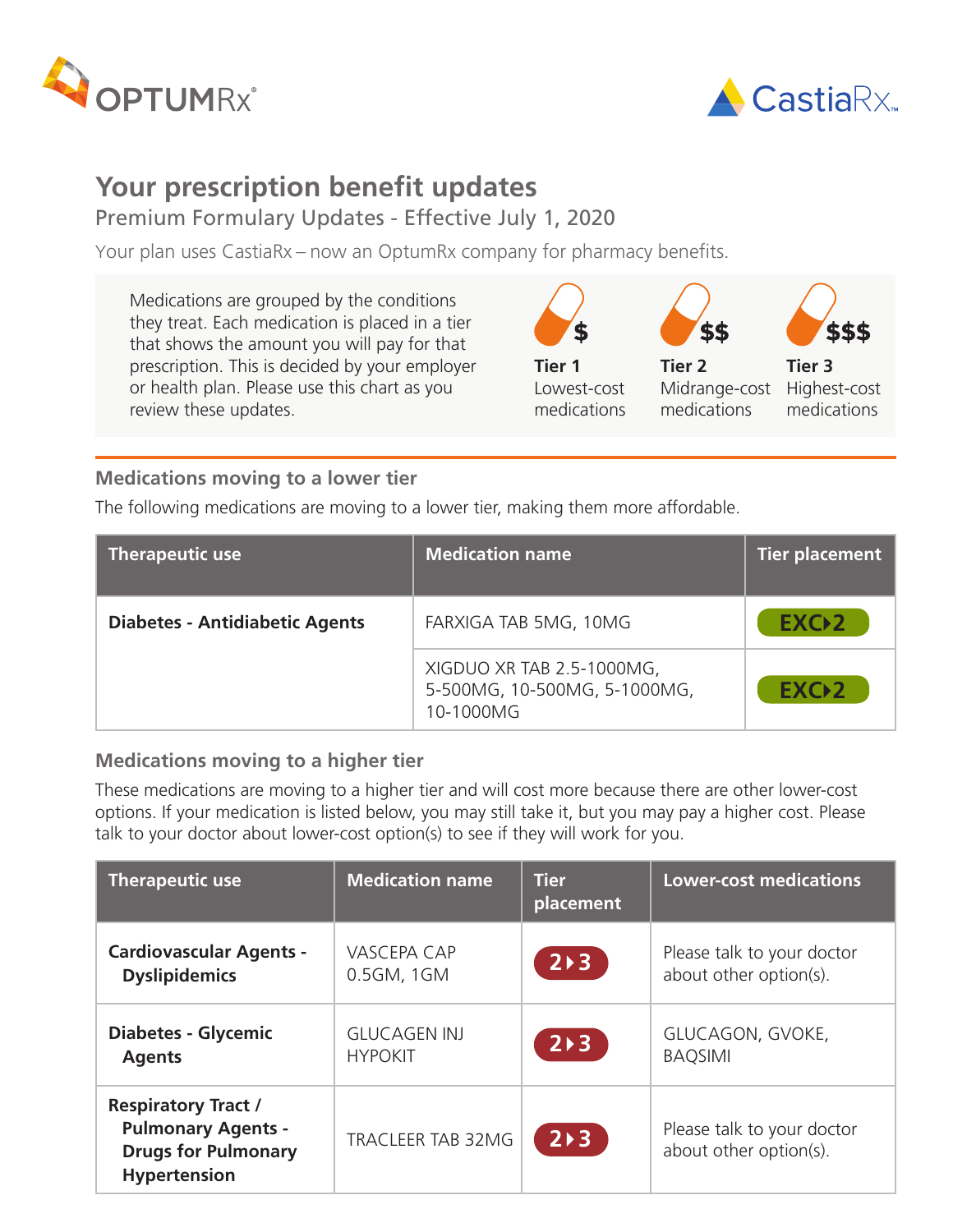# Your prescription benefit updates

## Premium Formulary Updates - Effective July 1, 2020

Your plan uses CastiaRx – now an OptumRx company for pharmacy benefits.

Medications are grouped by the conditions they treat. Each medication is placed in a tier that shows the amount you will pay for that prescription. This is decided by your employer or health plan. Please use this chart as you review these updates.

| $ | $$ | $$$ |
|---|---|---|
| **Tier 1** Lowest-cost medications | **Tier 2** Midrange-cost medications | **Tier 3** Highest-cost medications |

### Medications moving to a lower tier

The following medications are moving to a lower tier, making them more affordable.

| Therapeutic use | Medication name | Tier placement |
|---|---|---|
| **Diabetes - Antidiabetic Agents** | FARXIGA TAB 5MG, 10MG | EXC▸2 |
| | XIGDUO XR TAB 2.5-1000MG, 5-500MG, 10-500MG, 5-1000MG, 10-1000MG | EXC▸2 |

### Medications moving to a higher tier

These medications are moving to a higher tier and will cost more because there are other lower-cost options. If your medication is listed below, you may still take it, but you may pay a higher cost. Please talk to your doctor about lower-cost option(s) to see if they will work for you.

| Therapeutic use | Medication name | Tier placement | Lower-cost medications |
|---|---|---|---|
| **Cardiovascular Agents - Dyslipidemics** | VASCEPA CAP 0.5GM, 1GM | 2▸3 | Please talk to your doctor about other option(s). |
| **Diabetes - Glycemic Agents** | GLUCAGEN INJ HYPOKIT | 2▸3 | GLUCAGON, GVOKE, BAQSIMI |
| **Respiratory Tract / Pulmonary Agents - Drugs for Pulmonary Hypertension** | TRACLEER TAB 32MG | 2▸3 | Please talk to your doctor about other option(s). |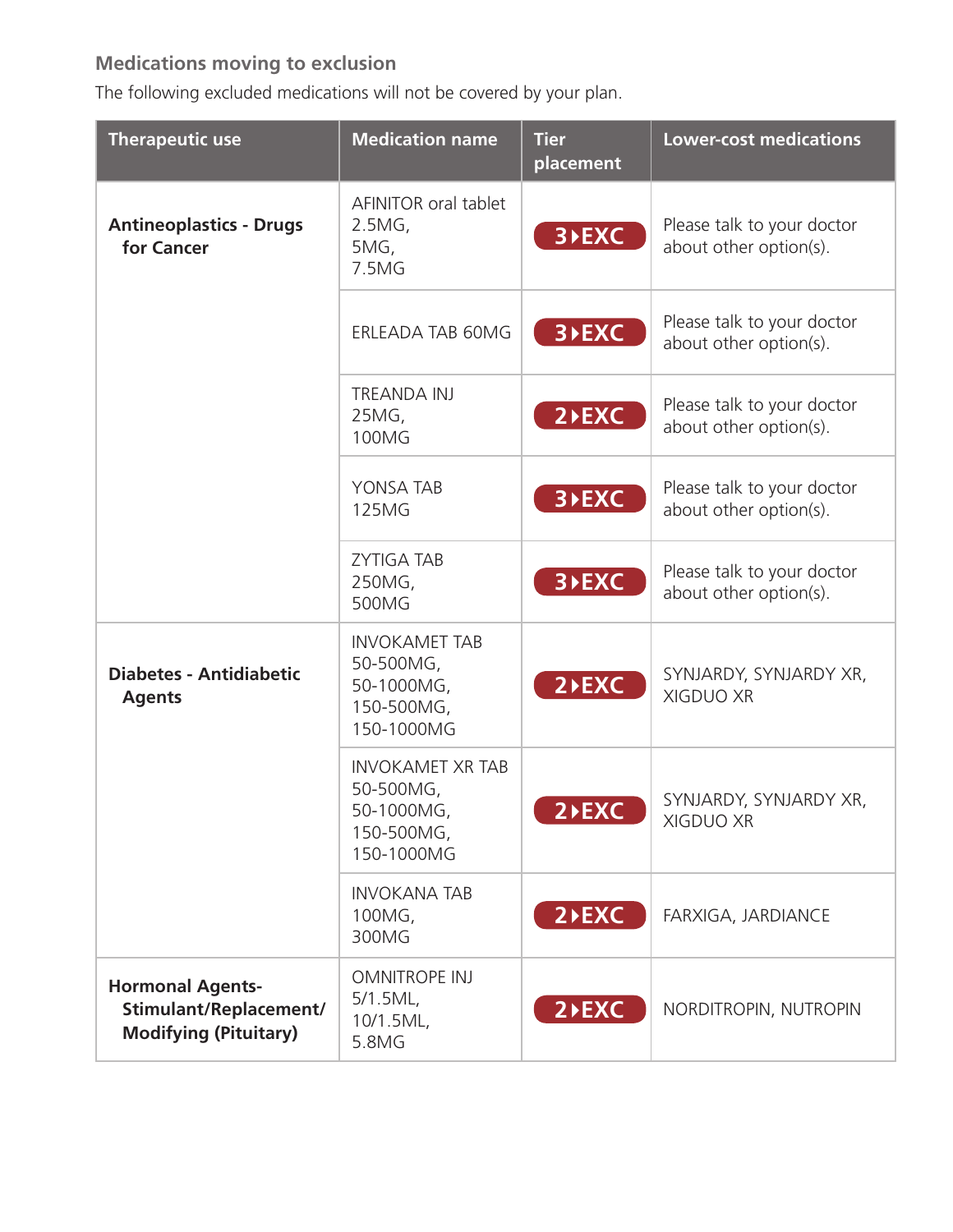### Medications moving to exclusion

The following excluded medications will not be covered by your plan.

| Therapeutic use | Medication name | Tier placement | Lower-cost medications |
|---|---|---|---|
| **Antineoplastics - Drugs for Cancer** | AFINITOR oral tablet 2.5MG, 5MG, 7.5MG | 3 ▸ EXC | Please talk to your doctor about other option(s). |
| | ERLEADA TAB 60MG | 3 ▸ EXC | Please talk to your doctor about other option(s). |
| | TREANDA INJ 25MG, 100MG | 2 ▸ EXC | Please talk to your doctor about other option(s). |
| | YONSA TAB 125MG | 3 ▸ EXC | Please talk to your doctor about other option(s). |
| | ZYTIGA TAB 250MG, 500MG | 3 ▸ EXC | Please talk to your doctor about other option(s). |
| **Diabetes - Antidiabetic Agents** | INVOKAMET TAB 50-500MG, 50-1000MG, 150-500MG, 150-1000MG | 2 ▸ EXC | SYNJARDY, SYNJARDY XR, XIGDUO XR |
| | INVOKAMET XR TAB 50-500MG, 50-1000MG, 150-500MG, 150-1000MG | 2 ▸ EXC | SYNJARDY, SYNJARDY XR, XIGDUO XR |
| | INVOKANA TAB 100MG, 300MG | 2 ▸ EXC | FARXIGA, JARDIANCE |
| **Hormonal Agents-Stimulant/Replacement/Modifying (Pituitary)** | OMNITROPE INJ 5/1.5ML, 10/1.5ML, 5.8MG | 2 ▸ EXC | NORDITROPIN, NUTROPIN |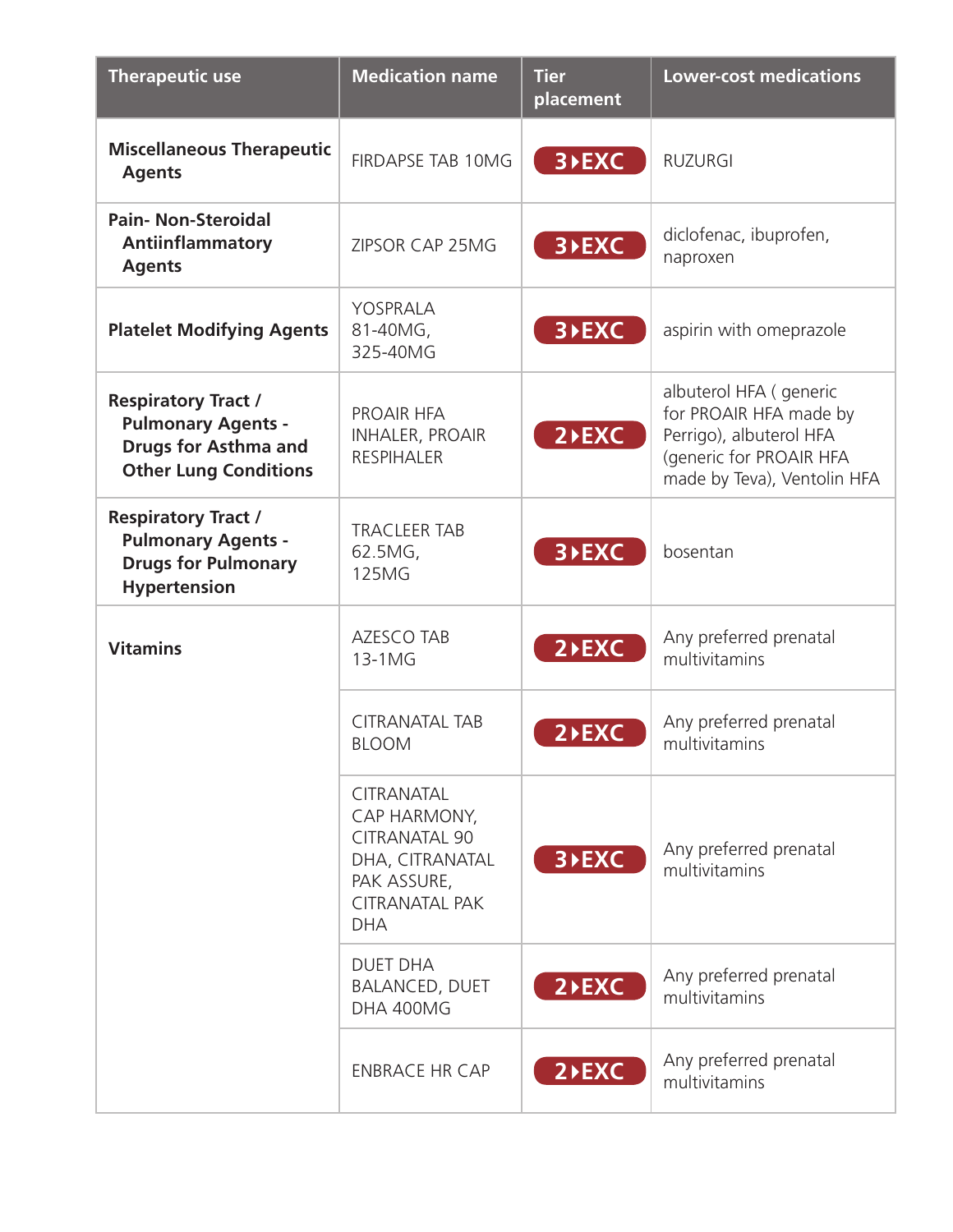| Therapeutic use | Medication name | Tier placement | Lower-cost medications |
|---|---|---|---|
| **Miscellaneous Therapeutic Agents** | FIRDAPSE TAB 10MG | 3 ▸ EXC | RUZURGI |
| **Pain- Non-Steroidal Antiinflammatory Agents** | ZIPSOR CAP 25MG | 3 ▸ EXC | diclofenac, ibuprofen, naproxen |
| **Platelet Modifying Agents** | YOSPRALA 81-40MG, 325-40MG | 3 ▸ EXC | aspirin with omeprazole |
| **Respiratory Tract / Pulmonary Agents - Drugs for Asthma and Other Lung Conditions** | PROAIR HFA INHALER, PROAIR RESPIHALER | 2 ▸ EXC | albuterol HFA ( generic for PROAIR HFA made by Perrigo), albuterol HFA (generic for PROAIR HFA made by Teva), Ventolin HFA |
| **Respiratory Tract / Pulmonary Agents - Drugs for Pulmonary Hypertension** | TRACLEER TAB 62.5MG, 125MG | 3 ▸ EXC | bosentan |
| **Vitamins** | AZESCO TAB 13-1MG | 2 ▸ EXC | Any preferred prenatal multivitamins |
| | CITRANATAL TAB BLOOM | 2 ▸ EXC | Any preferred prenatal multivitamins |
| | CITRANATAL CAP HARMONY, CITRANATAL 90 DHA, CITRANATAL PAK ASSURE, CITRANATAL PAK DHA | 3 ▸ EXC | Any preferred prenatal multivitamins |
| | DUET DHA BALANCED, DUET DHA 400MG | 2 ▸ EXC | Any preferred prenatal multivitamins |
| | ENBRACE HR CAP | 2 ▸ EXC | Any preferred prenatal multivitamins |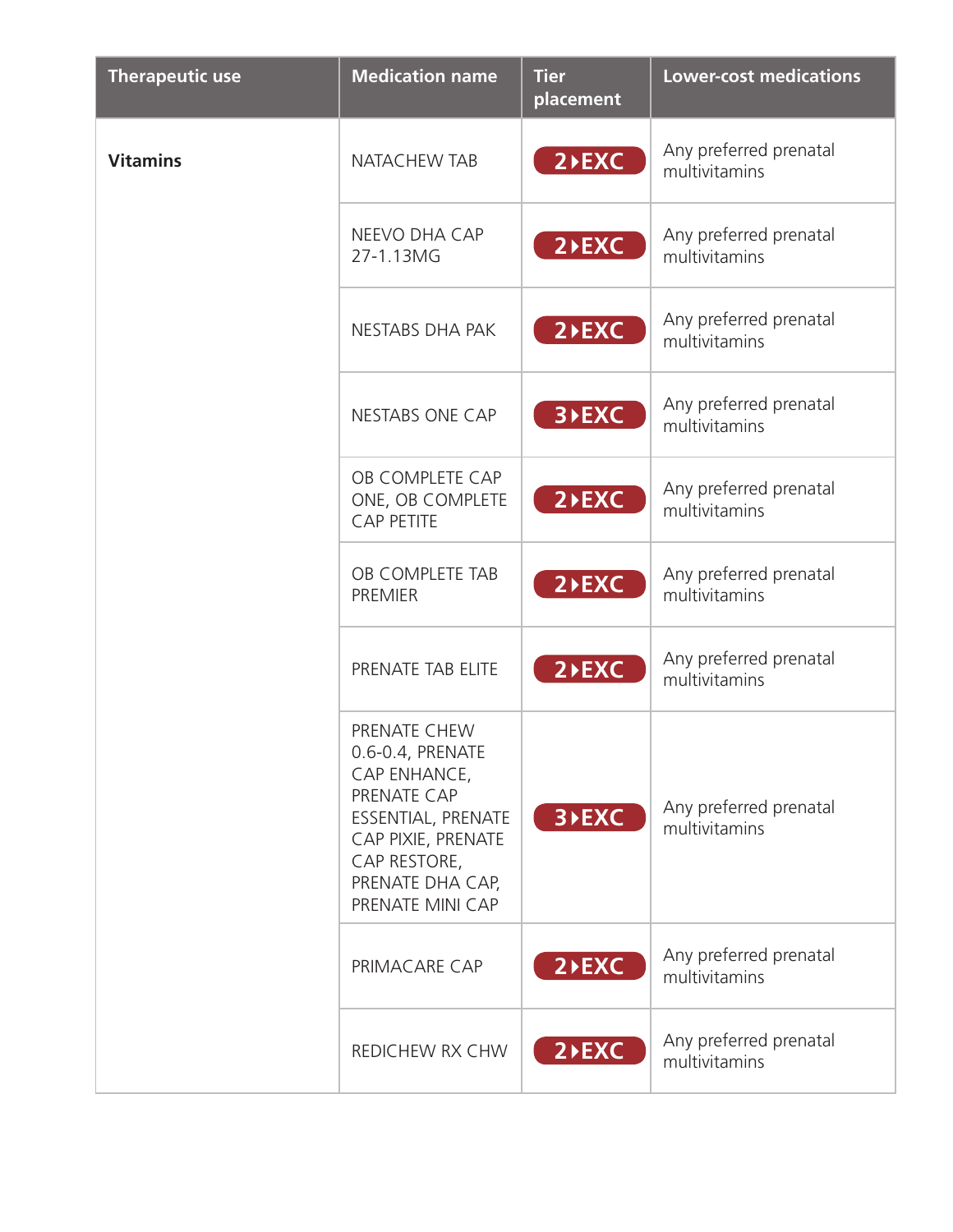| Therapeutic use | Medication name | Tier placement | Lower-cost medications |
| --- | --- | --- | --- |
| **Vitamins** | NATACHEW TAB | 2 ▸ EXC | Any preferred prenatal multivitamins |
| | NEEVO DHA CAP 27-1.13MG | 2 ▸ EXC | Any preferred prenatal multivitamins |
| | NESTABS DHA PAK | 2 ▸ EXC | Any preferred prenatal multivitamins |
| | NESTABS ONE CAP | 3 ▸ EXC | Any preferred prenatal multivitamins |
| | OB COMPLETE CAP ONE, OB COMPLETE CAP PETITE | 2 ▸ EXC | Any preferred prenatal multivitamins |
| | OB COMPLETE TAB PREMIER | 2 ▸ EXC | Any preferred prenatal multivitamins |
| | PRENATE TAB ELITE | 2 ▸ EXC | Any preferred prenatal multivitamins |
| | PRENATE CHEW 0.6-0.4, PRENATE CAP ENHANCE, PRENATE CAP ESSENTIAL, PRENATE CAP PIXIE, PRENATE CAP RESTORE, PRENATE DHA CAP, PRENATE MINI CAP | 3 ▸ EXC | Any preferred prenatal multivitamins |
| | PRIMACARE CAP | 2 ▸ EXC | Any preferred prenatal multivitamins |
| | REDICHEW RX CHW | 2 ▸ EXC | Any preferred prenatal multivitamins |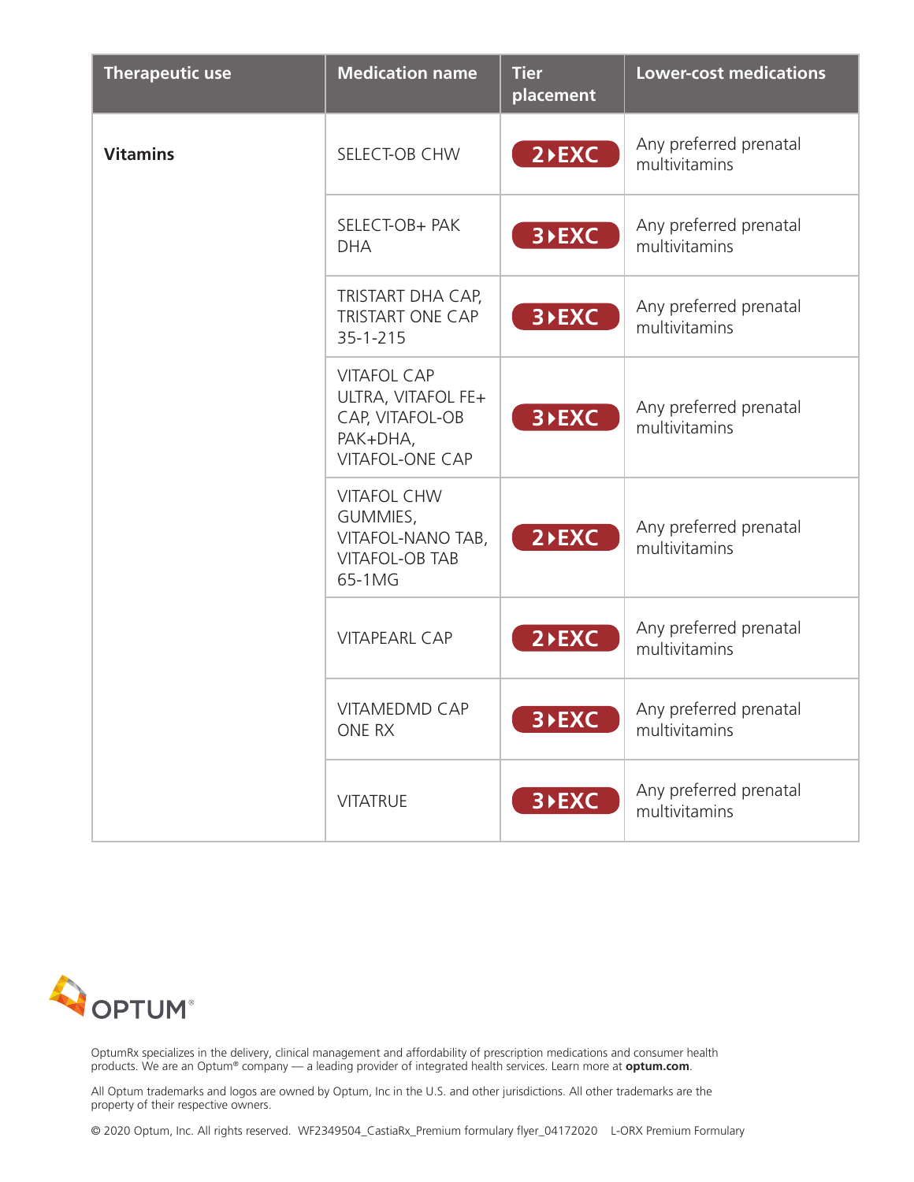| Therapeutic use | Medication name | Tier placement | Lower-cost medications |
|---|---|---|---|
| **Vitamins** | SELECT-OB CHW | 2 ▸EXC | Any preferred prenatal multivitamins |
| | SELECT-OB+ PAK DHA | 3 ▸EXC | Any preferred prenatal multivitamins |
| | TRISTART DHA CAP, TRISTART ONE CAP 35-1-215 | 3 ▸EXC | Any preferred prenatal multivitamins |
| | VITAFOL CAP ULTRA, VITAFOL FE+ CAP, VITAFOL-OB PAK+DHA, VITAFOL-ONE CAP | 3 ▸EXC | Any preferred prenatal multivitamins |
| | VITAFOL CHW GUMMIES, VITAFOL-NANO TAB, VITAFOL-OB TAB 65-1MG | 2 ▸EXC | Any preferred prenatal multivitamins |
| | VITAPEARL CAP | 2 ▸EXC | Any preferred prenatal multivitamins |
| | VITAMEDMD CAP ONE RX | 3 ▸EXC | Any preferred prenatal multivitamins |
| | VITATRUE | 3 ▸EXC | Any preferred prenatal multivitamins |

OPTUM®

OptumRx specializes in the delivery, clinical management and affordability of prescription medications and consumer health products. We are an Optum® company — a leading provider of integrated health services. Learn more at **optum.com**.

All Optum trademarks and logos are owned by Optum, Inc in the U.S. and other jurisdictions. All other trademarks are the property of their respective owners.

© 2020 Optum, Inc. All rights reserved. WF2349504_CastiaRx_Premium formulary flyer_04172020 L-ORX Premium Formulary